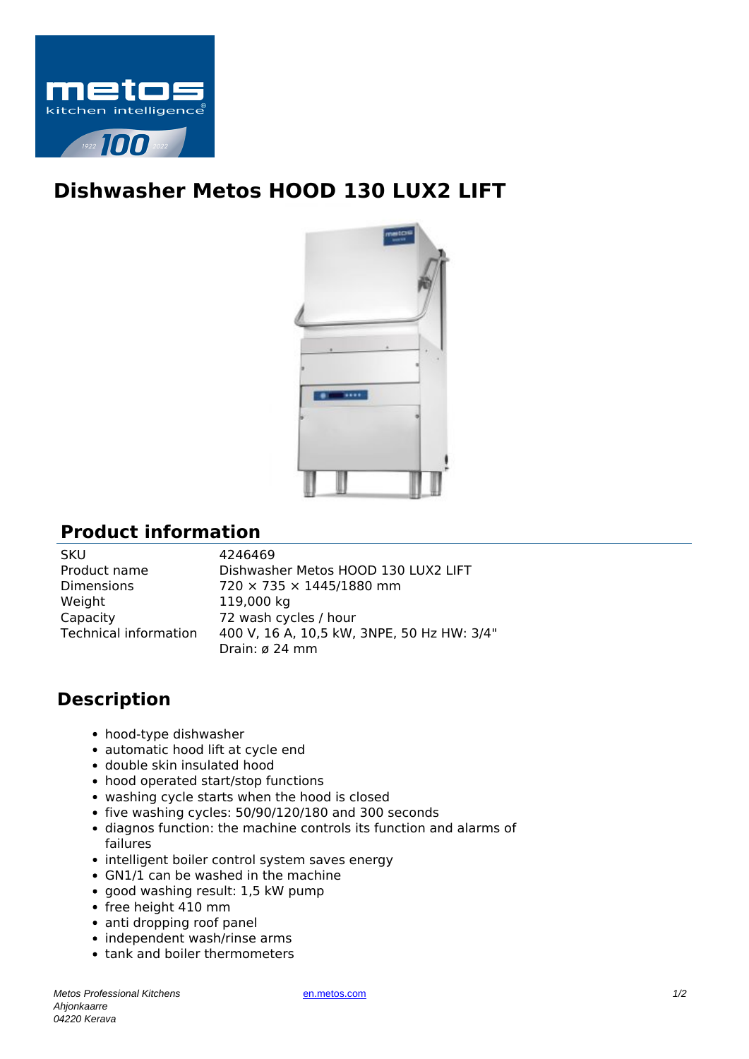# Dishwasher Metos HOOD 130 LUX2 LIFT

## Product information

| | |
|---|---|
| SKU | 4246469 |
| Product name | Dishwasher Metos HOOD 130 LUX2 LIFT |
| Dimensions | 720 × 735 × 1445/1880 mm |
| Weight | 119,000 kg |
| Capacity | 72 wash cycles / hour |
| Technical information | 400 V, 16 A, 10,5 kW, 3NPE, 50 Hz HW: 3/4" Drain: ø 24 mm |

## Description

- hood-type dishwasher
- automatic hood lift at cycle end
- double skin insulated hood
- hood operated start/stop functions
- washing cycle starts when the hood is closed
- five washing cycles: 50/90/120/180 and 300 seconds
- diagnos function: the machine controls its function and alarms of failures
- intelligent boiler control system saves energy
- GN1/1 can be washed in the machine
- good washing result: 1,5 kW pump
- free height 410 mm
- anti dropping roof panel
- independent wash/rinse arms
- tank and boiler thermometers

*Metos Professional Kitchens*
*Ahjonkaarre*
*04220 Kerava*

en.metos.com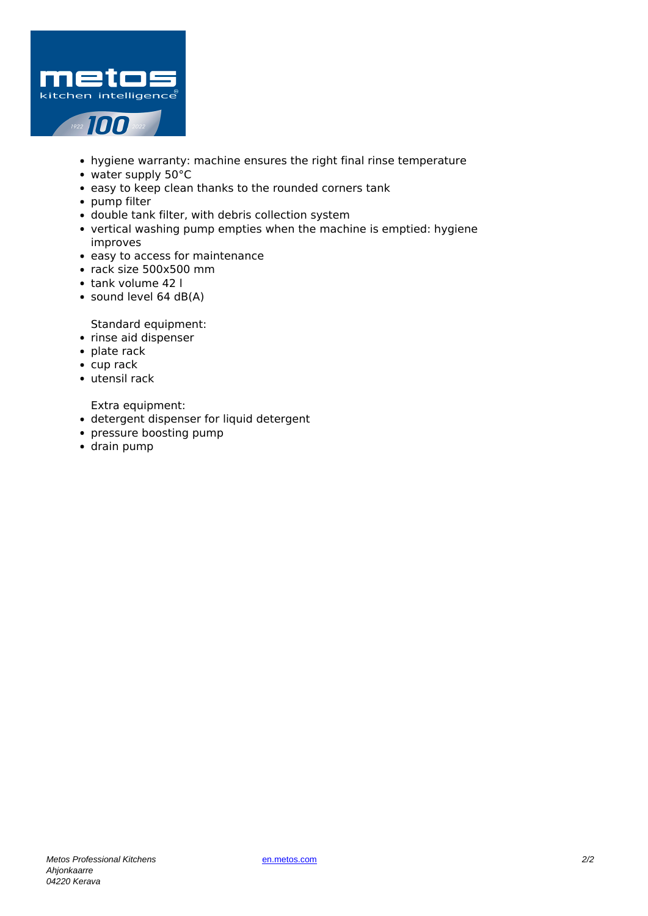- hygiene warranty: machine ensures the right final rinse temperature
- water supply 50°C
- easy to keep clean thanks to the rounded corners tank
- pump filter
- double tank filter, with debris collection system
- vertical washing pump empties when the machine is emptied: hygiene improves
- easy to access for maintenance
- rack size 500x500 mm
- tank volume 42 l
- sound level 64 dB(A)

Standard equipment:

- rinse aid dispenser
- plate rack
- cup rack
- utensil rack

Extra equipment:

- detergent dispenser for liquid detergent
- pressure boosting pump
- drain pump